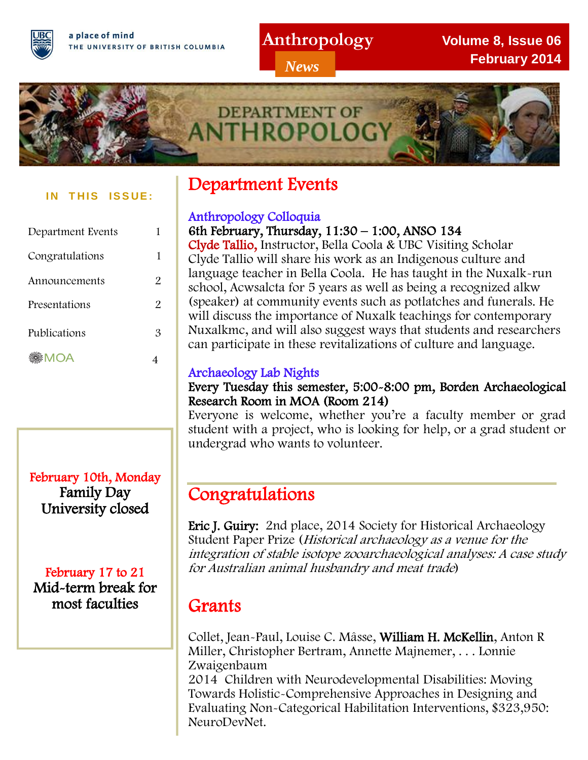a place of mind
THE UNIVERSITY OF BRITISH COLUMBIA

# Anthropology News

Volume 8, Issue 06
February 2014

DEPARTMENT OF ANTHROPOLOGY

**IN THIS ISSUE:**

| | |
|---|---|
| Department Events | 1 |
| Congratulations | 1 |
| Announcements | 2 |
| Presentations | 2 |
| Publications | 3 |
| MOA | 4 |

**February 10th, Monday**
**Family Day**
**University closed**

**February 17 to 21**
**Mid-term break for most faculties**

## Department Events

### Anthropology Colloquia

**6th February, Thursday, 11:30 – 1:00, ANSO 134**

Clyde Tallio, Instructor, Bella Coola & UBC Visiting Scholar

Clyde Tallio will share his work as an Indigenous culture and language teacher in Bella Coola. He has taught in the Nuxalk-run school, Acwsalcta for 5 years as well as being a recognized alkw (speaker) at community events such as potlatches and funerals. He will discuss the importance of Nuxalk teachings for contemporary Nuxalkmc, and will also suggest ways that students and researchers can participate in these revitalizations of culture and language.

### Archaeology Lab Nights

**Every Tuesday this semester, 5:00-8:00 pm, Borden Archaeological Research Room in MOA (Room 214)**

Everyone is welcome, whether you're a faculty member or grad student with a project, who is looking for help, or a grad student or undergrad who wants to volunteer.

## Congratulations

**Eric J. Guiry:** 2nd place, 2014 Society for Historical Archaeology Student Paper Prize (*Historical archaeology as a venue for the integration of stable isotope zooarchaeological analyses: A case study for Australian animal husbandry and meat trade*)

## Grants

Collet, Jean-Paul, Louise C. Mâsse, **William H. McKellin**, Anton R Miller, Christopher Bertram, Annette Majnemer, . . . Lonnie Zwaigenbaum
2014 Children with Neurodevelopmental Disabilities: Moving Towards Holistic-Comprehensive Approaches in Designing and Evaluating Non-Categorical Habilitation Interventions, $323,950: NeuroDevNet.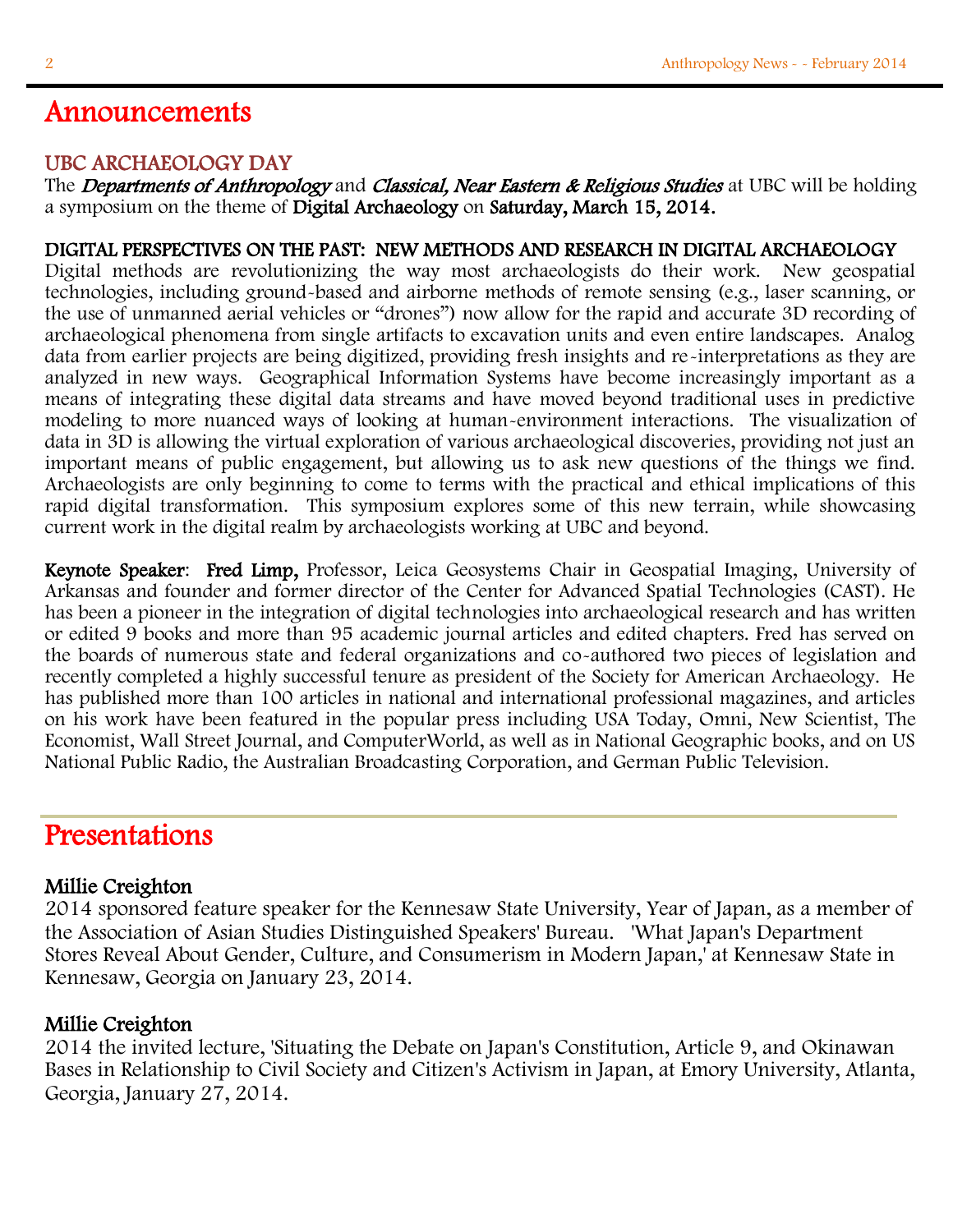# Announcements

## UBC ARCHAEOLOGY DAY

The ***Departments of Anthropology*** and ***Classical, Near Eastern & Religious Studies*** at UBC will be holding a symposium on the theme of **Digital Archaeology** on **Saturday, March 15, 2014.**

**DIGITAL PERSPECTIVES ON THE PAST: NEW METHODS AND RESEARCH IN DIGITAL ARCHAEOLOGY**

Digital methods are revolutionizing the way most archaeologists do their work. New geospatial technologies, including ground-based and airborne methods of remote sensing (e.g., laser scanning, or the use of unmanned aerial vehicles or "drones") now allow for the rapid and accurate 3D recording of archaeological phenomena from single artifacts to excavation units and even entire landscapes. Analog data from earlier projects are being digitized, providing fresh insights and re-interpretations as they are analyzed in new ways. Geographical Information Systems have become increasingly important as a means of integrating these digital data streams and have moved beyond traditional uses in predictive modeling to more nuanced ways of looking at human-environment interactions. The visualization of data in 3D is allowing the virtual exploration of various archaeological discoveries, providing not just an important means of public engagement, but allowing us to ask new questions of the things we find. Archaeologists are only beginning to come to terms with the practical and ethical implications of this rapid digital transformation. This symposium explores some of this new terrain, while showcasing current work in the digital realm by archaeologists working at UBC and beyond.

**Keynote Speaker**: **Fred Limp,** Professor, Leica Geosystems Chair in Geospatial Imaging, University of Arkansas and founder and former director of the Center for Advanced Spatial Technologies (CAST). He has been a pioneer in the integration of digital technologies into archaeological research and has written or edited 9 books and more than 95 academic journal articles and edited chapters. Fred has served on the boards of numerous state and federal organizations and co-authored two pieces of legislation and recently completed a highly successful tenure as president of the Society for American Archaeology. He has published more than 100 articles in national and international professional magazines, and articles on his work have been featured in the popular press including USA Today, Omni, New Scientist, The Economist, Wall Street Journal, and ComputerWorld, as well as in National Geographic books, and on US National Public Radio, the Australian Broadcasting Corporation, and German Public Television.

# Presentations

### Millie Creighton

2014 sponsored feature speaker for the Kennesaw State University, Year of Japan, as a member of the Association of Asian Studies Distinguished Speakers' Bureau. 'What Japan's Department Stores Reveal About Gender, Culture, and Consumerism in Modern Japan,' at Kennesaw State in Kennesaw, Georgia on January 23, 2014.

### Millie Creighton

2014 the invited lecture, 'Situating the Debate on Japan's Constitution, Article 9, and Okinawan Bases in Relationship to Civil Society and Citizen's Activism in Japan, at Emory University, Atlanta, Georgia, January 27, 2014.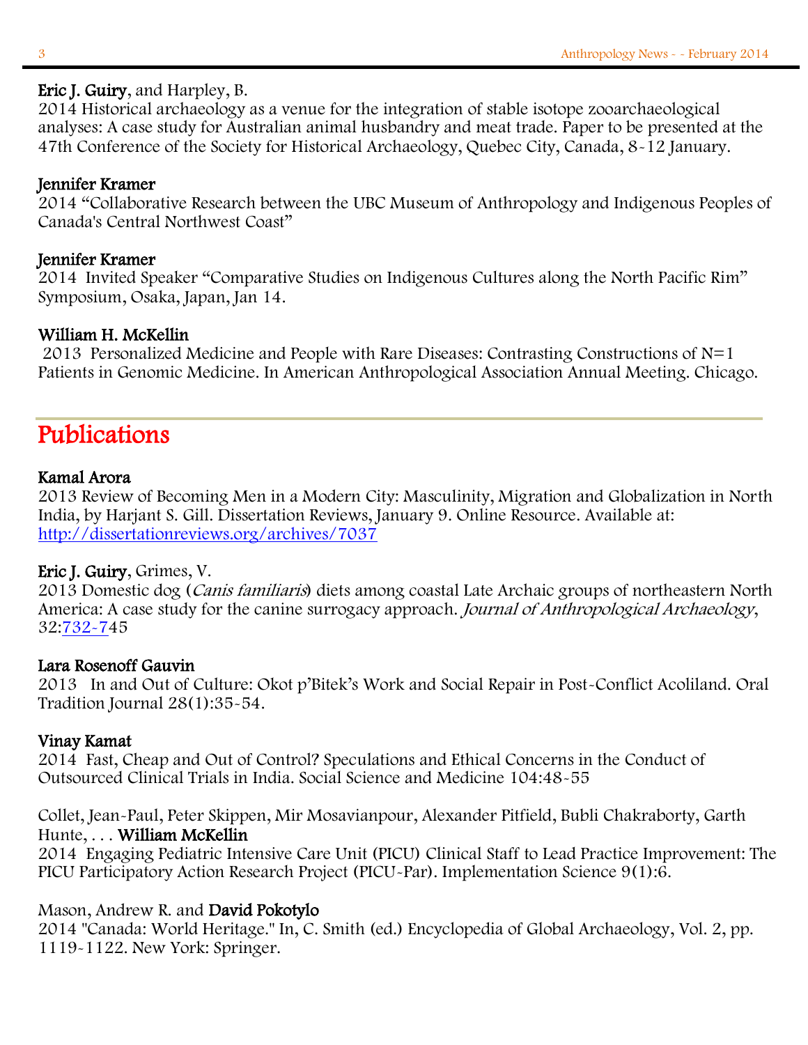**Eric J. Guiry**, and Harpley, B.
2014 Historical archaeology as a venue for the integration of stable isotope zooarchaeological analyses: A case study for Australian animal husbandry and meat trade. Paper to be presented at the 47th Conference of the Society for Historical Archaeology, Quebec City, Canada, 8-12 January.

**Jennifer Kramer**
2014 "Collaborative Research between the UBC Museum of Anthropology and Indigenous Peoples of Canada's Central Northwest Coast"

**Jennifer Kramer**
2014 Invited Speaker "Comparative Studies on Indigenous Cultures along the North Pacific Rim" Symposium, Osaka, Japan, Jan 14.

**William H. McKellin**
2013 Personalized Medicine and People with Rare Diseases: Contrasting Constructions of N=1 Patients in Genomic Medicine. In American Anthropological Association Annual Meeting. Chicago.

## Publications

**Kamal Arora**
2013 Review of Becoming Men in a Modern City: Masculinity, Migration and Globalization in North India, by Harjant S. Gill. Dissertation Reviews, January 9. Online Resource. Available at: http://dissertationreviews.org/archives/7037

**Eric J. Guiry**, Grimes, V.
2013 Domestic dog (*Canis familiaris*) diets among coastal Late Archaic groups of northeastern North America: A case study for the canine surrogacy approach. *Journal of Anthropological Archaeology*, 32:732-745

**Lara Rosenoff Gauvin**
2013 In and Out of Culture: Okot p'Bitek's Work and Social Repair in Post-Conflict Acoliland. Oral Tradition Journal 28(1):35-54.

**Vinay Kamat**
2014 Fast, Cheap and Out of Control? Speculations and Ethical Concerns in the Conduct of Outsourced Clinical Trials in India. Social Science and Medicine 104:48-55

Collet, Jean-Paul, Peter Skippen, Mir Mosavianpour, Alexander Pitfield, Bubli Chakraborty, Garth Hunte, . . . **William McKellin**
2014 Engaging Pediatric Intensive Care Unit (PICU) Clinical Staff to Lead Practice Improvement: The PICU Participatory Action Research Project (PICU-Par). Implementation Science 9(1):6.

Mason, Andrew R. and **David Pokotylo**
2014 "Canada: World Heritage." In, C. Smith (ed.) Encyclopedia of Global Archaeology, Vol. 2, pp. 1119-1122. New York: Springer.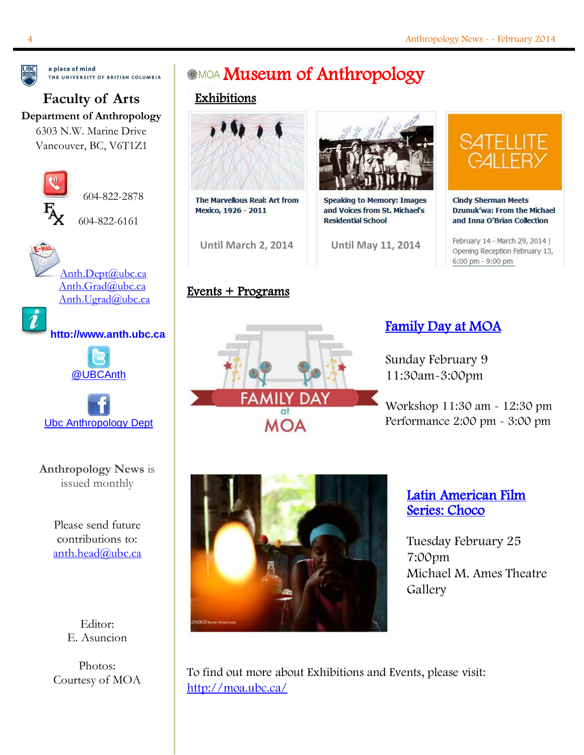a place of mind
THE UNIVERSITY OF BRITISH COLUMBIA

**Faculty of Arts**

**Department of Anthropology**

6303 N.W. Marine Drive
Vancouver, BC, V6T1Z1

604-822-2878

604-822-6161

Anth.Dept@ubc.ca
Anth.Grad@ubc.ca
Anth.Ugrad@ubc.ca

http://www.anth.ubc.ca

@UBCAnth

Ubc Anthropology Dept

**Anthropology News** is issued monthly

Please send future contributions to:
anth.head@ubc.ca

Editor:
E. Asuncion

Photos:
Courtesy of MOA

# MOA Museum of Anthropology

## Exhibitions

**The Marvellous Real: Art from Mexico, 1926 - 2011**

Until March 2, 2014

**Speaking to Memory: Images and Voices from St. Michael's Residential School**

Until May 11, 2014

SATELLITE GALLERY

**Cindy Sherman Meets Dzunuk'wa: From the Michael and Inna O'Brian Collection**

February 14 - March 29, 2014 | Opening Reception February 13, 6:00 pm - 9:00 pm

## Events + Programs

### Family Day at MOA

Sunday February 9
11:30am-3:00pm

Workshop 11:30 am - 12:30 pm
Performance 2:00 pm - 3:00 pm

### Latin American Film Series: Choco

Tuesday February 25
7:00pm
Michael M. Ames Theatre Gallery

To find out more about Exhibitions and Events, please visit:
http://moa.ubc.ca/